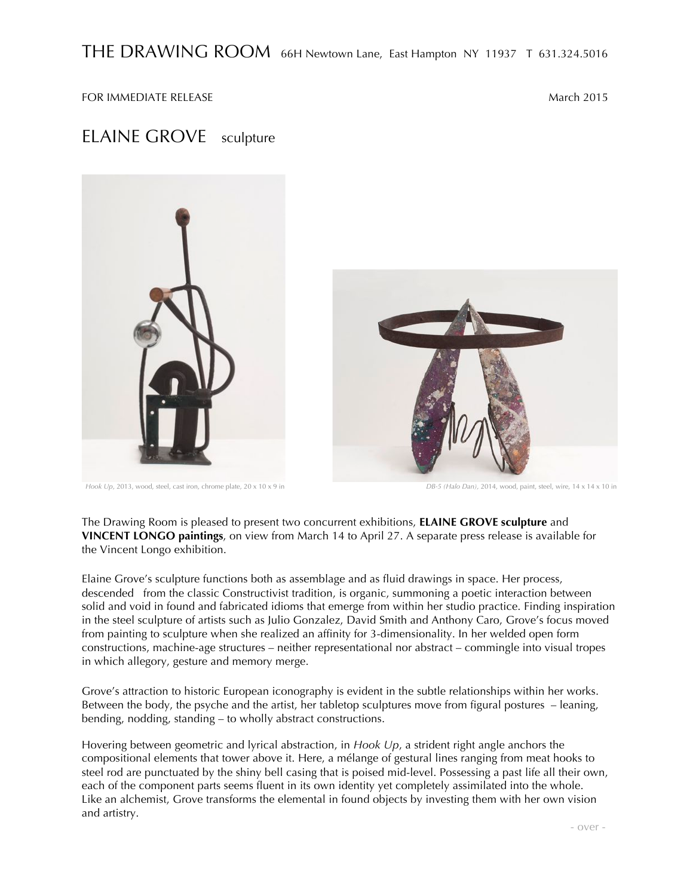THE DRAWING ROOM 66H Newtown Lane, East Hampton NY 11937 T 631.324.5016

FOR IMMEDIATE RELEASE March 2015

# ELAINE GROVE sculpture

*Hook Up*, 2013, wood, steel, cast iron, chrome plate, 20 x 10 x 9 in

*DB-5 (Halo Dan)*, 2014, wood, paint, steel, wire, 14 x 14 x 10 in

The Drawing Room is pleased to present two concurrent exhibitions, **ELAINE GROVE sculpture** and **VINCENT LONGO paintings**, on view from March 14 to April 27. A separate press release is available for the Vincent Longo exhibition.

Elaine Grove's sculpture functions both as assemblage and as fluid drawings in space. Her process, descended from the classic Constructivist tradition, is organic, summoning a poetic interaction between solid and void in found and fabricated idioms that emerge from within her studio practice. Finding inspiration in the steel sculpture of artists such as Julio Gonzalez, David Smith and Anthony Caro, Grove's focus moved from painting to sculpture when she realized an affinity for 3-dimensionality. In her welded open form constructions, machine-age structures – neither representational nor abstract – commingle into visual tropes in which allegory, gesture and memory merge.

Grove's attraction to historic European iconography is evident in the subtle relationships within her works. Between the body, the psyche and the artist, her tabletop sculptures move from figural postures – leaning, bending, nodding, standing – to wholly abstract constructions.

Hovering between geometric and lyrical abstraction, in *Hook Up*, a strident right angle anchors the compositional elements that tower above it. Here, a mélange of gestural lines ranging from meat hooks to steel rod are punctuated by the shiny bell casing that is poised mid-level. Possessing a past life all their own, each of the component parts seems fluent in its own identity yet completely assimilated into the whole. Like an alchemist, Grove transforms the elemental in found objects by investing them with her own vision and artistry.

- over -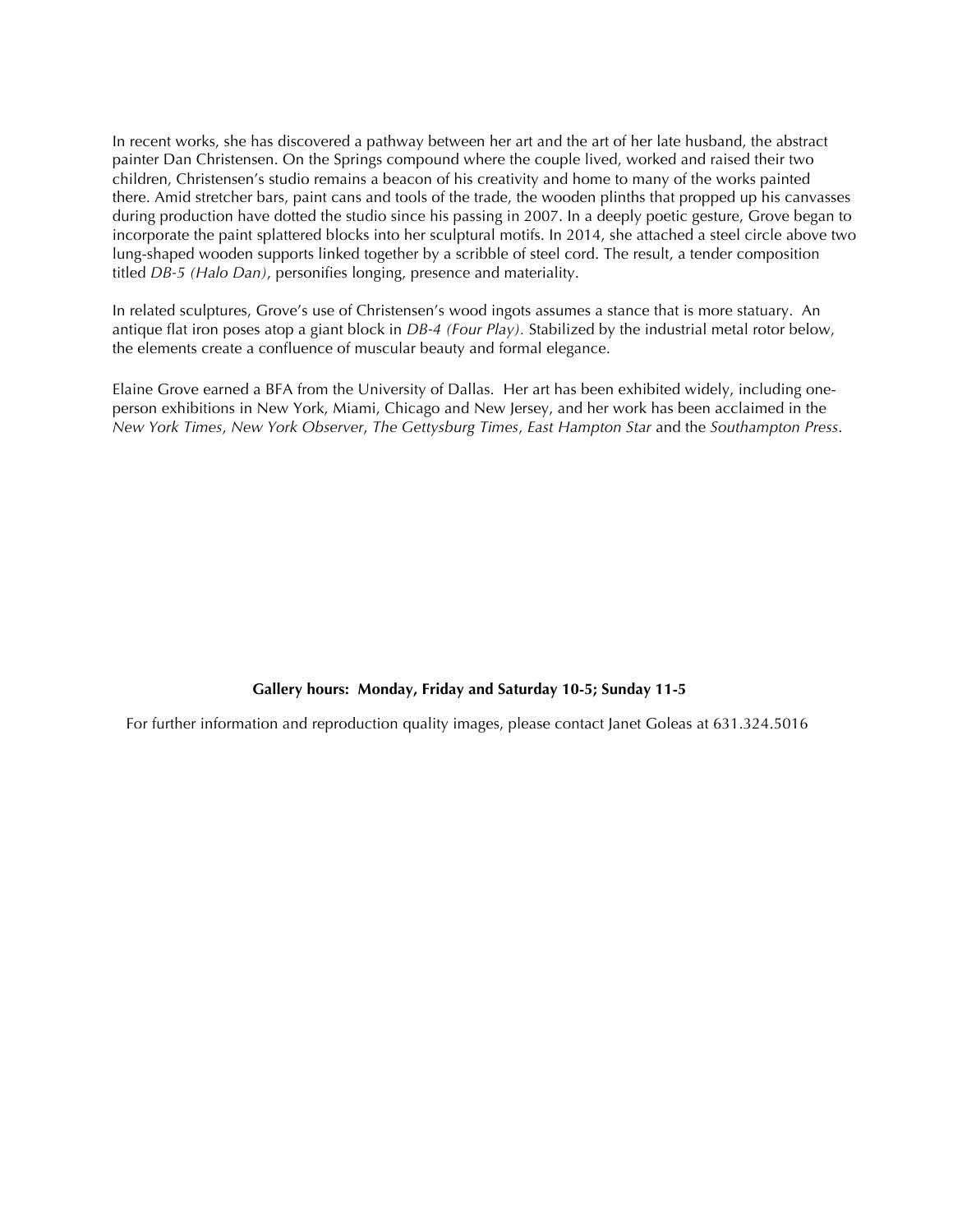In recent works, she has discovered a pathway between her art and the art of her late husband, the abstract painter Dan Christensen. On the Springs compound where the couple lived, worked and raised their two children, Christensen's studio remains a beacon of his creativity and home to many of the works painted there. Amid stretcher bars, paint cans and tools of the trade, the wooden plinths that propped up his canvasses during production have dotted the studio since his passing in 2007. In a deeply poetic gesture, Grove began to incorporate the paint splattered blocks into her sculptural motifs. In 2014, she attached a steel circle above two lung-shaped wooden supports linked together by a scribble of steel cord. The result, a tender composition titled *DB-5 (Halo Dan)*, personifies longing, presence and materiality.

In related sculptures, Grove's use of Christensen's wood ingots assumes a stance that is more statuary. An antique flat iron poses atop a giant block in *DB-4 (Four Play)*. Stabilized by the industrial metal rotor below, the elements create a confluence of muscular beauty and formal elegance.

Elaine Grove earned a BFA from the University of Dallas. Her art has been exhibited widely, including one-person exhibitions in New York, Miami, Chicago and New Jersey, and her work has been acclaimed in the *New York Times*, *New York Observer*, *The Gettysburg Times*, *East Hampton Star* and the *Southampton Press*.

**Gallery hours: Monday, Friday and Saturday 10-5; Sunday 11-5**

For further information and reproduction quality images, please contact Janet Goleas at 631.324.5016